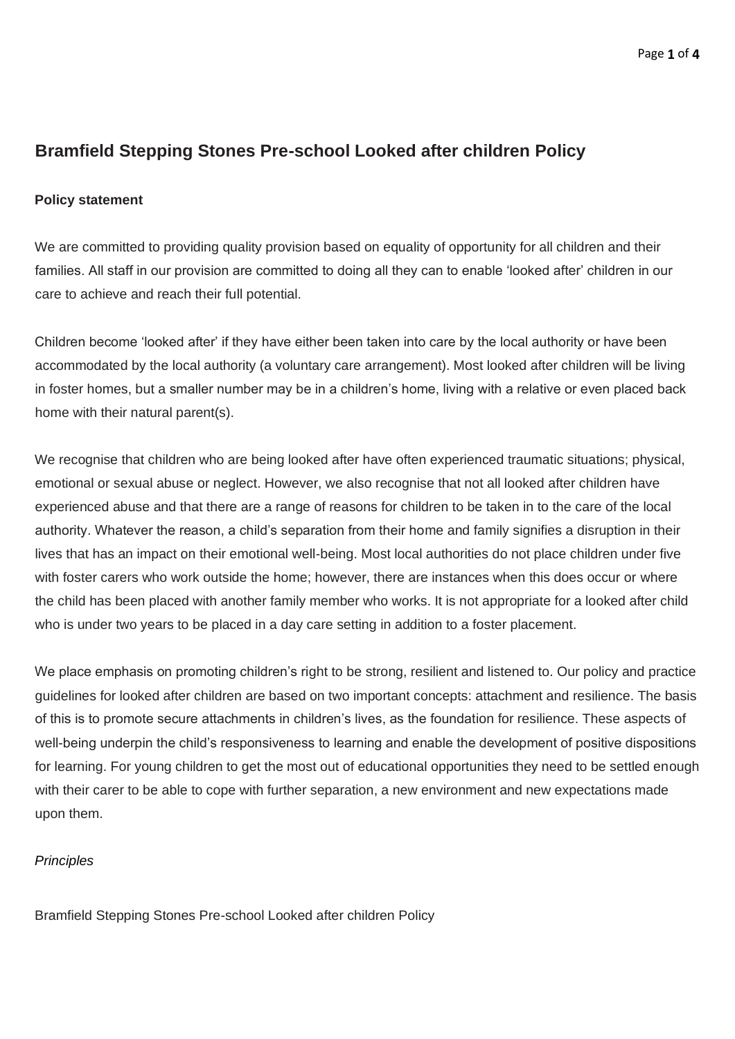# Bramfield Stepping Stones Pre-school Looked after children Policy

**Policy statement**

We are committed to providing quality provision based on equality of opportunity for all children and their families. All staff in our provision are committed to doing all they can to enable 'looked after' children in our care to achieve and reach their full potential.

Children become 'looked after' if they have either been taken into care by the local authority or have been accommodated by the local authority (a voluntary care arrangement). Most looked after children will be living in foster homes, but a smaller number may be in a children's home, living with a relative or even placed back home with their natural parent(s).

We recognise that children who are being looked after have often experienced traumatic situations; physical, emotional or sexual abuse or neglect. However, we also recognise that not all looked after children have experienced abuse and that there are a range of reasons for children to be taken in to the care of the local authority. Whatever the reason, a child's separation from their home and family signifies a disruption in their lives that has an impact on their emotional well-being. Most local authorities do not place children under five with foster carers who work outside the home; however, there are instances when this does occur or where the child has been placed with another family member who works. It is not appropriate for a looked after child who is under two years to be placed in a day care setting in addition to a foster placement.

We place emphasis on promoting children's right to be strong, resilient and listened to. Our policy and practice guidelines for looked after children are based on two important concepts: attachment and resilience. The basis of this is to promote secure attachments in children's lives, as the foundation for resilience. These aspects of well-being underpin the child's responsiveness to learning and enable the development of positive dispositions for learning. For young children to get the most out of educational opportunities they need to be settled enough with their carer to be able to cope with further separation, a new environment and new expectations made upon them.

*Principles*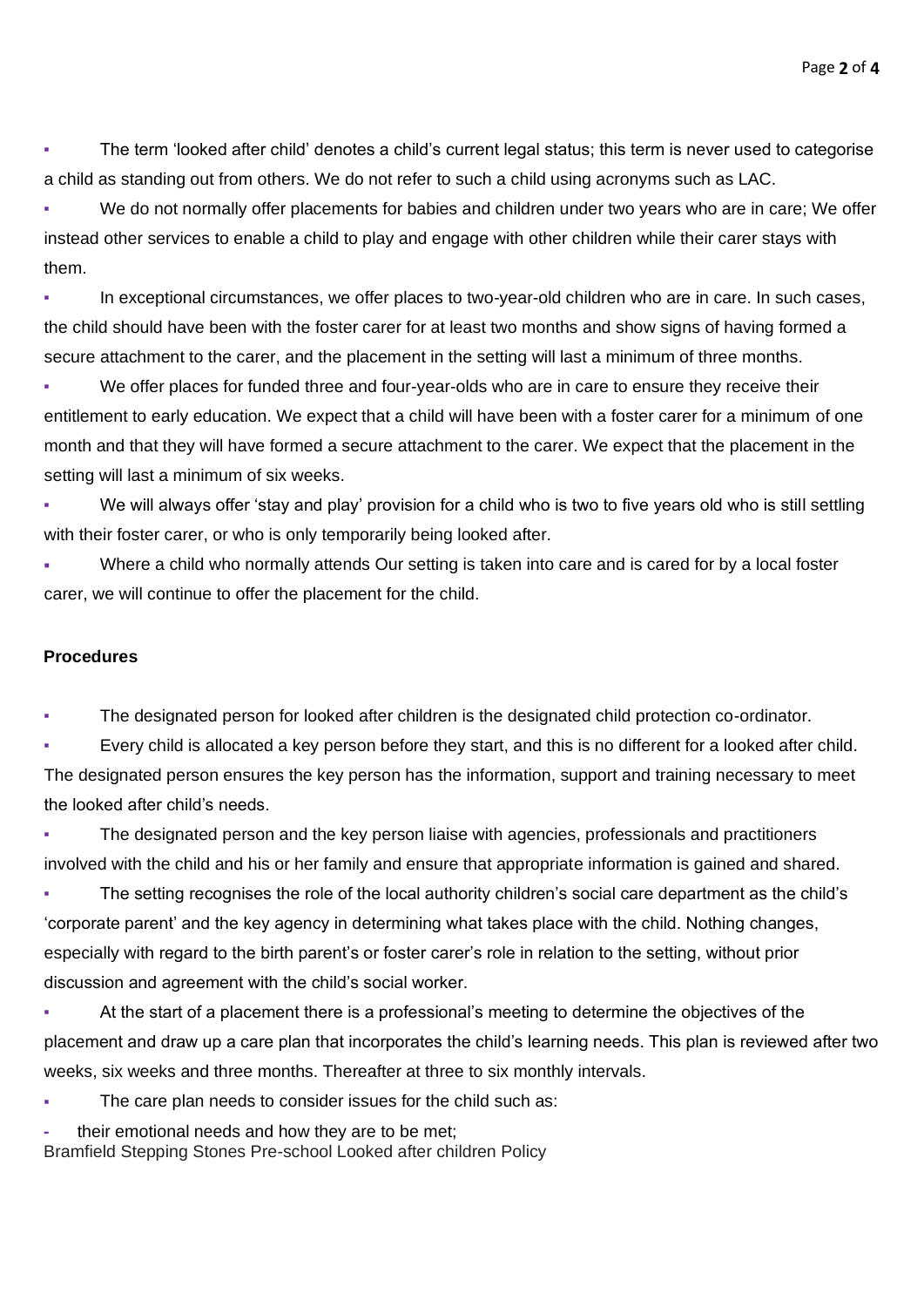- The term 'looked after child' denotes a child's current legal status; this term is never used to categorise a child as standing out from others. We do not refer to such a child using acronyms such as LAC.
- We do not normally offer placements for babies and children under two years who are in care; We offer instead other services to enable a child to play and engage with other children while their carer stays with them.
- In exceptional circumstances, we offer places to two-year-old children who are in care. In such cases, the child should have been with the foster carer for at least two months and show signs of having formed a secure attachment to the carer, and the placement in the setting will last a minimum of three months.
- We offer places for funded three and four-year-olds who are in care to ensure they receive their entitlement to early education. We expect that a child will have been with a foster carer for a minimum of one month and that they will have formed a secure attachment to the carer. We expect that the placement in the setting will last a minimum of six weeks.
- We will always offer 'stay and play' provision for a child who is two to five years old who is still settling with their foster carer, or who is only temporarily being looked after.
- Where a child who normally attends Our setting is taken into care and is cared for by a local foster carer, we will continue to offer the placement for the child.

**Procedures**

- The designated person for looked after children is the designated child protection co-ordinator.
- Every child is allocated a key person before they start, and this is no different for a looked after child. The designated person ensures the key person has the information, support and training necessary to meet the looked after child's needs.
- The designated person and the key person liaise with agencies, professionals and practitioners involved with the child and his or her family and ensure that appropriate information is gained and shared.
- The setting recognises the role of the local authority children's social care department as the child's 'corporate parent' and the key agency in determining what takes place with the child. Nothing changes, especially with regard to the birth parent's or foster carer's role in relation to the setting, without prior discussion and agreement with the child's social worker.
- At the start of a placement there is a professional's meeting to determine the objectives of the placement and draw up a care plan that incorporates the child's learning needs. This plan is reviewed after two weeks, six weeks and three months. Thereafter at three to six monthly intervals.
- The care plan needs to consider issues for the child such as:
  - their emotional needs and how they are to be met;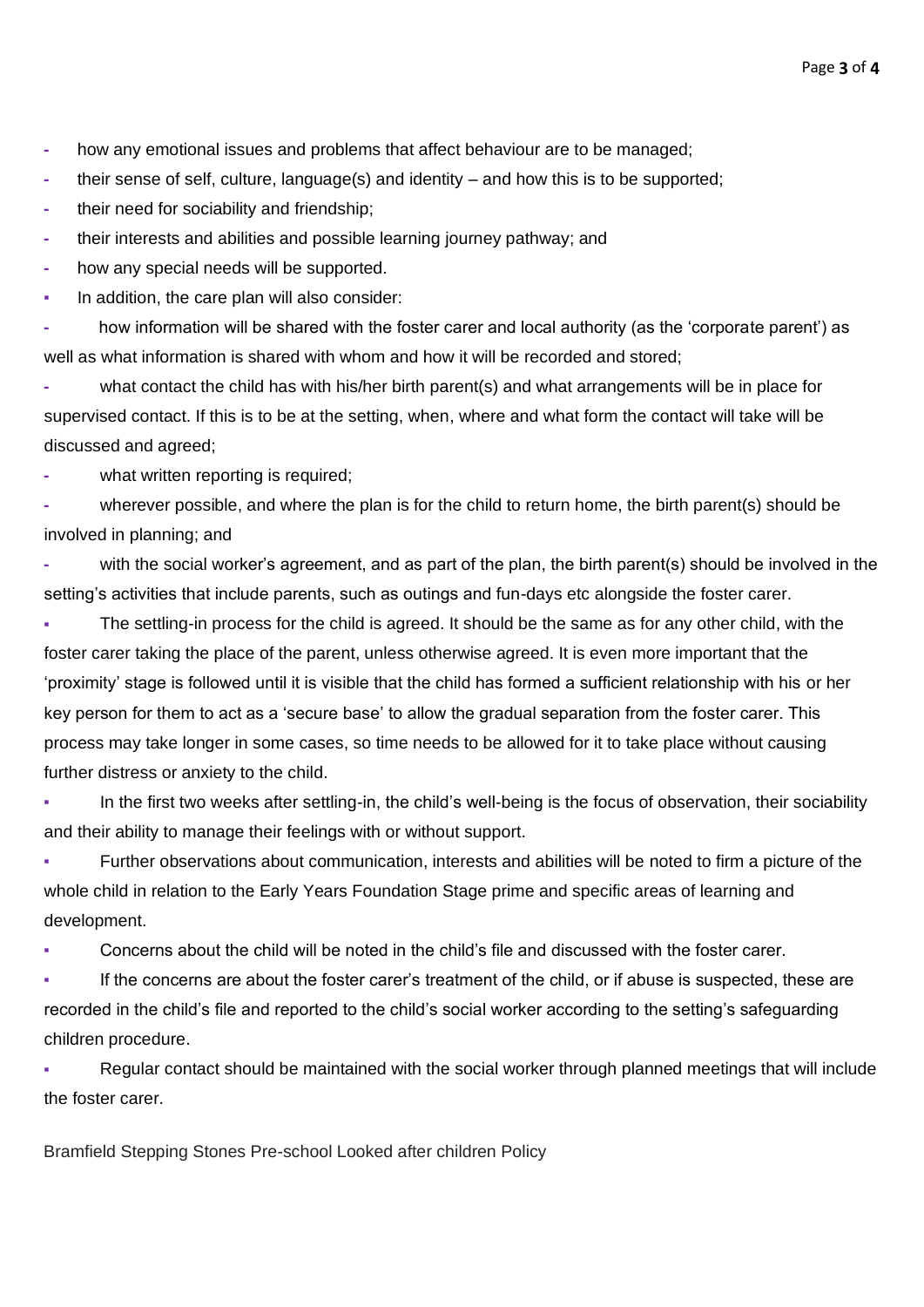- how any emotional issues and problems that affect behaviour are to be managed;
- their sense of self, culture, language(s) and identity – and how this is to be supported;
- their need for sociability and friendship;
- their interests and abilities and possible learning journey pathway; and
- how any special needs will be supported.

- In addition, the care plan will also consider:
  - how information will be shared with the foster carer and local authority (as the 'corporate parent') as well as what information is shared with whom and how it will be recorded and stored;
  - what contact the child has with his/her birth parent(s) and what arrangements will be in place for supervised contact. If this is to be at the setting, when, where and what form the contact will take will be discussed and agreed;
  - what written reporting is required;
  - wherever possible, and where the plan is for the child to return home, the birth parent(s) should be involved in planning; and
  - with the social worker's agreement, and as part of the plan, the birth parent(s) should be involved in the setting's activities that include parents, such as outings and fun-days etc alongside the foster carer.
- The settling-in process for the child is agreed. It should be the same as for any other child, with the foster carer taking the place of the parent, unless otherwise agreed. It is even more important that the 'proximity' stage is followed until it is visible that the child has formed a sufficient relationship with his or her key person for them to act as a 'secure base' to allow the gradual separation from the foster carer. This process may take longer in some cases, so time needs to be allowed for it to take place without causing further distress or anxiety to the child.
- In the first two weeks after settling-in, the child's well-being is the focus of observation, their sociability and their ability to manage their feelings with or without support.
- Further observations about communication, interests and abilities will be noted to firm a picture of the whole child in relation to the Early Years Foundation Stage prime and specific areas of learning and development.
- Concerns about the child will be noted in the child's file and discussed with the foster carer.
- If the concerns are about the foster carer's treatment of the child, or if abuse is suspected, these are recorded in the child's file and reported to the child's social worker according to the setting's safeguarding children procedure.
- Regular contact should be maintained with the social worker through planned meetings that will include the foster carer.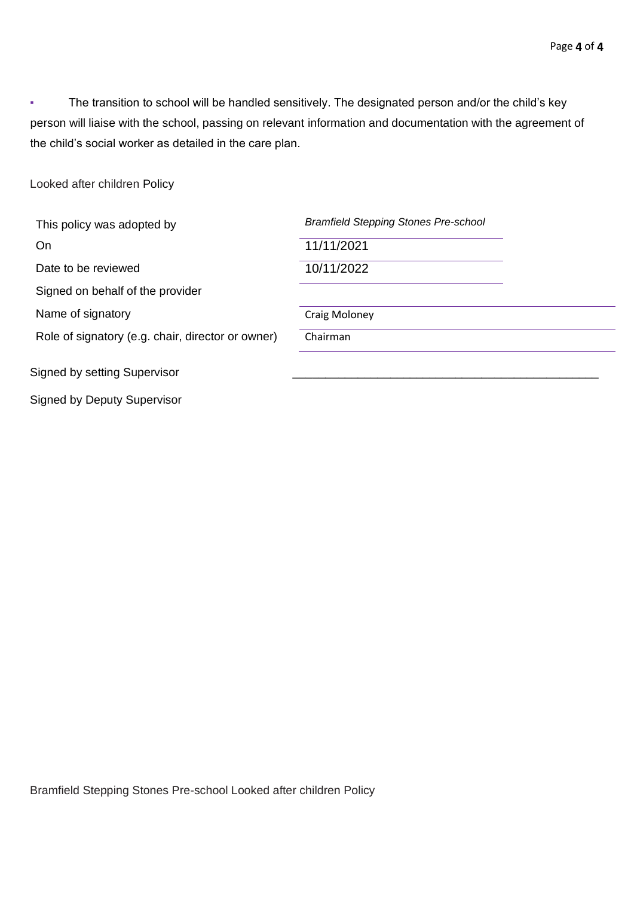- The transition to school will be handled sensitively. The designated person and/or the child's key person will liaise with the school, passing on relevant information and documentation with the agreement of the child's social worker as detailed in the care plan.

Looked after children Policy

| | |
|---|---|
| This policy was adopted by | *Bramfield Stepping Stones Pre-school* |
| On | 11/11/2021 |
| Date to be reviewed | 10/11/2022 |
| Signed on behalf of the provider | |
| Name of signatory | Craig Moloney |
| Role of signatory (e.g. chair, director or owner) | Chairman |

Signed by setting Supervisor _______________________________________________

Signed by Deputy Supervisor

Bramfield Stepping Stones Pre-school Looked after children Policy